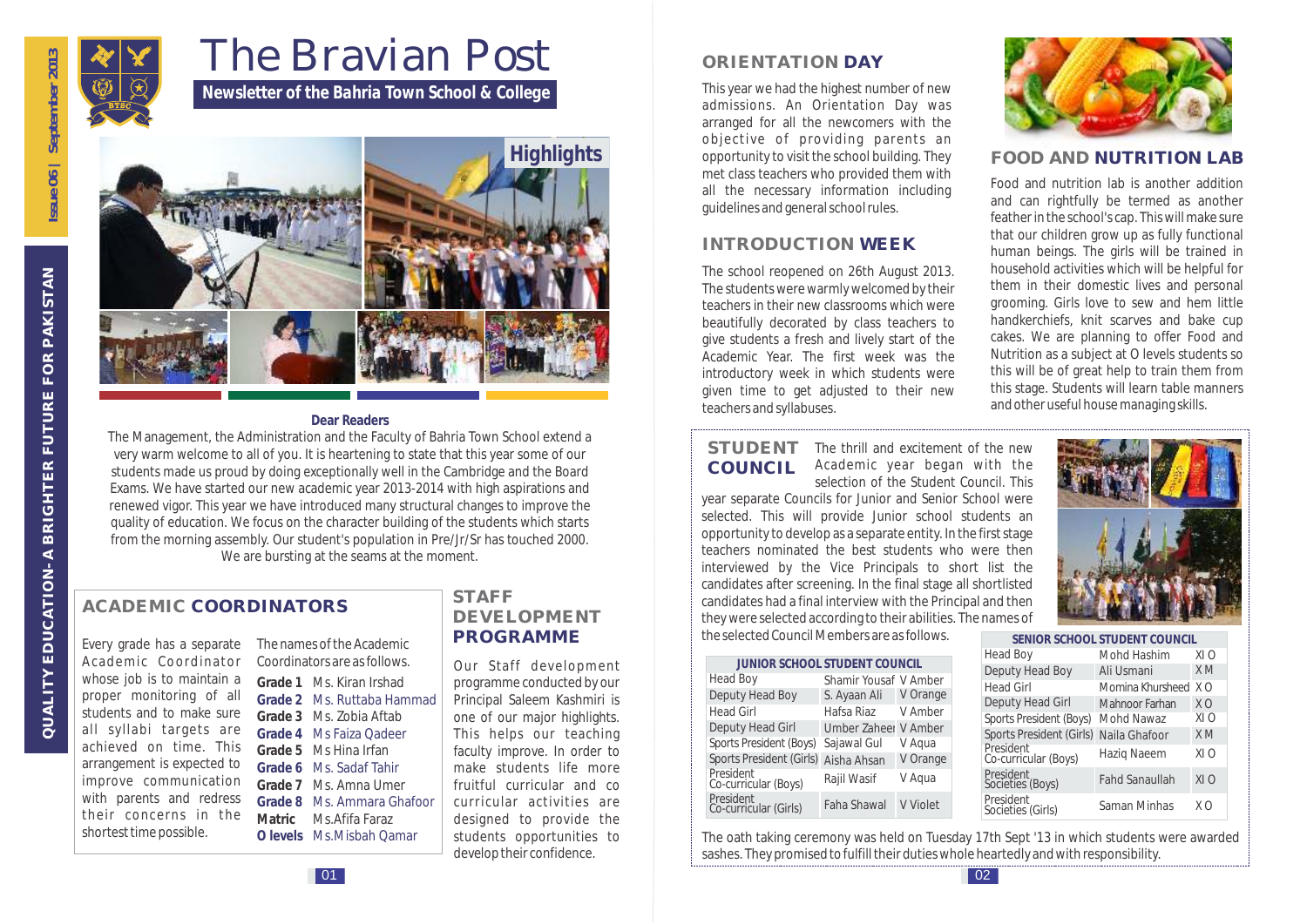# The Bravian Post

**Newsletter of the Bahria Town School & College**

Issue 06 | September 2013

QUALITY EDUCATION- A BRIGHTER FUTURE FOR PAKISTAN

Highlights

**Dear Readers**

The Management, the Administration and the Faculty of Bahria Town School extend a very warm welcome to all of you. It is heartening to state that this year some of our students made us proud by doing exceptionally well in the Cambridge and the Board Exams. We have started our new academic year 2013-2014 with high aspirations and renewed vigor. This year we have introduced many structural changes to improve the quality of education. We focus on the character building of the students which starts from the morning assembly. Our student's population in Pre/Jr/Sr has touched 2000. We are bursting at the seams at the moment.

## ACADEMIC COORDINATORS

Every grade has a separate Academic Coordinator whose job is to maintain a proper monitoring of all students and to make sure all syllabi targets are achieved on time. This arrangement is expected to improve communication with parents and redress their concerns in the shortest time possible.

The names of the Academic Coordinators are as follows.

- **Grade 1** Ms. Kiran Irshad
- **Grade 2** Ms. Ruttaba Hammad
- **Grade 3** Ms. Zobia Aftab
- **Grade 4** Ms Faiza Qadeer
- **Grade 5** Ms Hina Irfan
- **Grade 6** Ms. Sadaf Tahir
- **Grade 7** Ms. Amna Umer
- **Grade 8** Ms. Ammara Ghafoor
- **Matric** Ms.Afifa Faraz
- **O levels** Ms.Misbah Qamar

## STAFF DEVELOPMENT PROGRAMME

Our Staff development programme conducted by our Principal Saleem Kashmiri is one of our major highlights. This helps our teaching faculty improve. In order to make students life more fruitful curricular and co curricular activities are designed to provide the students opportunities to develop their confidence.

## ORIENTATION DAY

This year we had the highest number of new admissions. An Orientation Day was arranged for all the newcomers with the objective of providing parents an opportunity to visit the school building. They met class teachers who provided them with all the necessary information including guidelines and general school rules.

## INTRODUCTION WEEK

The school reopened on 26th August 2013. The students were warmly welcomed by their teachers in their new classrooms which were beautifully decorated by class teachers to give students a fresh and lively start of the Academic Year. The first week was the introductory week in which students were given time to get adjusted to their new teachers and syllabuses.

## FOOD AND NUTRITION LAB

Food and nutrition lab is another addition and can rightfully be termed as another feather in the school's cap. This will make sure that our children grow up as fully functional human beings. The girls will be trained in household activities which will be helpful for them in their domestic lives and personal grooming. Girls love to sew and hem little handkerchiefs, knit scarves and bake cup cakes. We are planning to offer Food and Nutrition as a subject at O levels students so this will be of great help to train them from this stage. Students will learn table manners and other useful house managing skills.

## STUDENT COUNCIL

The thrill and excitement of the new Academic year began with the selection of the Student Council. This year separate Councils for Junior and Senior School were selected. This will provide Junior school students an opportunity to develop as a separate entity. In the first stage teachers nominated the best students who were then interviewed by the Vice Principals to short list the candidates after screening. In the final stage all shortlisted candidates had a final interview with the Principal and then they were selected according to their abilities. The names of the selected Council Members are as follows.

**JUNIOR SCHOOL STUDENT COUNCIL**

| Position | Name | Class |
|---|---|---|
| Head Boy | Shamir Yousaf | V Amber |
| Deputy Head Boy | S. Ayaan Ali | V Orange |
| Head Girl | Hafsa Riaz | V Amber |
| Deputy Head Girl | Umber Zaheer | V Amber |
| Sports President (Boys) | Sajawal Gul | V Aqua |
| Sports President (Girls) | Aisha Ahsan | V Orange |
| President Co-curricular (Boys) | Rajil Wasif | V Aqua |
| President Co-curricular (Girls) | Faha Shawal | V Violet |

**SENIOR SCHOOL STUDENT COUNCIL**

| Position | Name | Class |
|---|---|---|
| Head Boy | Mohd Hashim | XI O |
| Deputy Head Boy | Ali Usmani | X M |
| Head Girl | Momina Khursheed | X O |
| Deputy Head Girl | Mahnoor Farhan | X O |
| Sports President (Boys) | Mohd Nawaz | XI O |
| Sports President (Girls) | Naila Ghafoor | X M |
| President Co-curricular (Boys) | Haziq Naeem | XI O |
| President Societies (Boys) | Fahd Sanaullah | XI O |
| President Societies (Girls) | Saman Minhas | X O |

The oath taking ceremony was held on Tuesday 17th Sept '13 in which students were awarded sashes. They promised to fulfill their duties whole heartedly and with responsibility.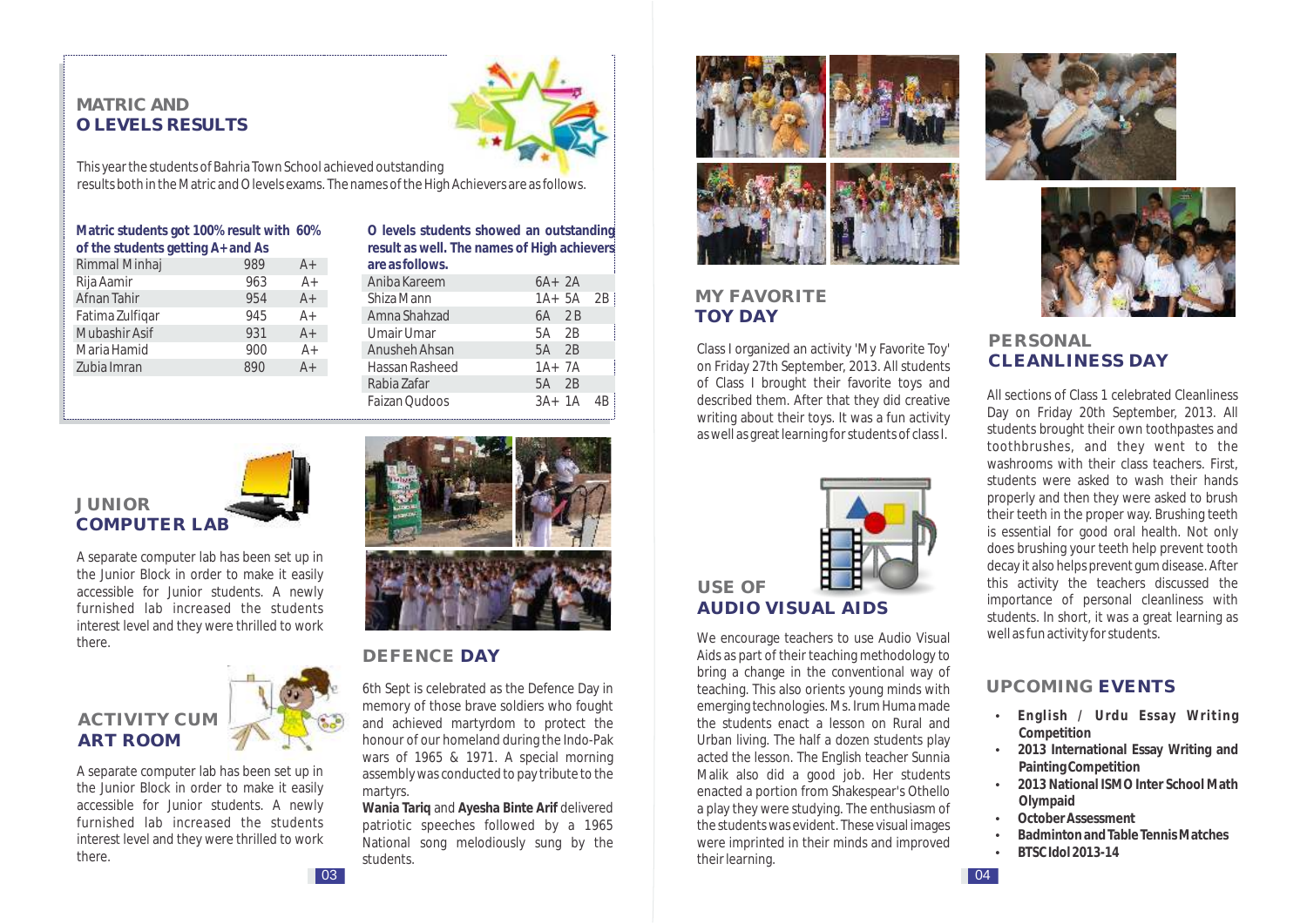## MATRIC AND O LEVELS RESULTS

This year the students of Bahria Town School achieved outstanding results both in the Matric and O levels exams. The names of the High Achievers are as follows.

**Matric students got 100% result with 60% of the students getting A+ and As**

| Name | Marks | Grade |
|---|---|---|
| Rimmal Minhaj | 989 | A+ |
| Rija Aamir | 963 | A+ |
| Afnan Tahir | 954 | A+ |
| Fatima Zulfiqar | 945 | A+ |
| Mubashir Asif | 931 | A+ |
| Maria Hamid | 900 | A+ |
| Zubia Imran | 890 | A+ |

**O levels students showed an outstanding result as well. The names of High achievers are as follows.**

| Name | Grades |
|---|---|
| Aniba Kareem | 6A+ 2A |
| Shiza Mann | 1A+ 5A 2B |
| Amna Shahzad | 6A 2B |
| Umair Umar | 5A 2B |
| Anusheh Ahsan | 5A 2B |
| Hassan Rasheed | 1A+ 7A |
| Rabia Zafar | 5A 2B |
| Faizan Qudoos | 3A+ 1A 4B |

## JUNIOR COMPUTER LAB

A separate computer lab has been set up in the Junior Block in order to make it easily accessible for Junior students. A newly furnished lab increased the students interest level and they were thrilled to work there.

## ACTIVITY CUM ART ROOM

A separate computer lab has been set up in the Junior Block in order to make it easily accessible for Junior students. A newly furnished lab increased the students interest level and they were thrilled to work there.

## DEFENCE DAY

6th Sept is celebrated as the Defence Day in memory of those brave soldiers who fought and achieved martyrdom to protect the honour of our homeland during the Indo-Pak wars of 1965 & 1971. A special morning assembly was conducted to pay tribute to the martyrs.

**Wania Tariq** and **Ayesha Binte Arif** delivered patriotic speeches followed by a 1965 National song melodiously sung by the students.

## MY FAVORITE TOY DAY

Class I organized an activity 'My Favorite Toy' on Friday 27th September, 2013. All students of Class I brought their favorite toys and described them. After that they did creative writing about their toys. It was a fun activity as well as great learning for students of class I.

## USE OF AUDIO VISUAL AIDS

We encourage teachers to use Audio Visual Aids as part of their teaching methodology to bring a change in the conventional way of teaching. This also orients young minds with emerging technologies. Ms. Irum Huma made the students enact a lesson on Rural and Urban living. The half a dozen students play acted the lesson. The English teacher Sunnia Malik also did a good job. Her students enacted a portion from Shakespear's Othello a play they were studying. The enthusiasm of the students was evident. These visual images were imprinted in their minds and improved their learning.

## PERSONAL CLEANLINESS DAY

All sections of Class 1 celebrated Cleanliness Day on Friday 20th September, 2013. All students brought their own toothpastes and toothbrushes, and they went to the washrooms with their class teachers. First, students were asked to wash their hands properly and then they were asked to brush their teeth in the proper way. Brushing teeth is essential for good oral health. Not only does brushing your teeth help prevent tooth decay it also helps prevent gum disease. After this activity the teachers discussed the importance of personal cleanliness with students. In short, it was a great learning as well as fun activity for students.

## UPCOMING EVENTS

- **English / Urdu Essay Writing Competition**
- **2013 International Essay Writing and Painting Competition**
- **2013 National ISMO Inter School Math Olympaid**
- **October Assessment**
- **Badminton and Table Tennis Matches**
- **BTSC Idol 2013-14**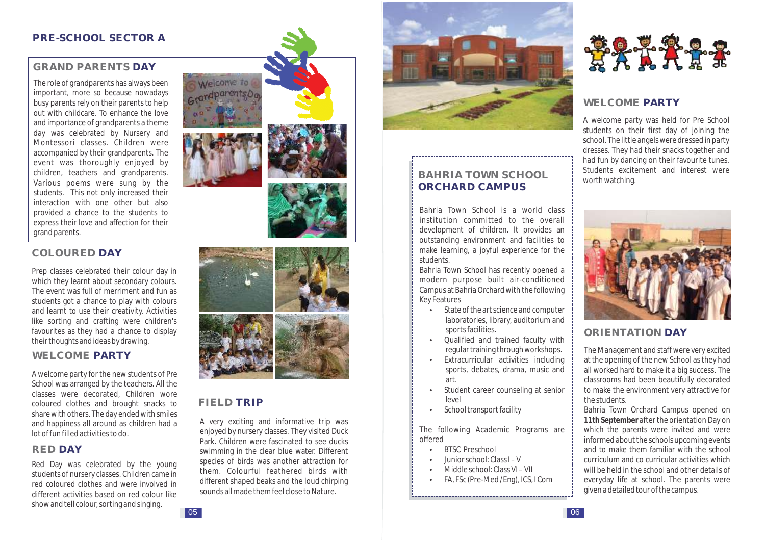## PRE-SCHOOL SECTOR A

### GRAND PARENTS DAY

The role of grandparents has always been important, more so because nowadays busy parents rely on their parents to help out with childcare. To enhance the love and importance of grandparents a theme day was celebrated by Nursery and Montessori classes. Children were accompanied by their grandparents. The event was thoroughly enjoyed by children, teachers and grandparents. Various poems were sung by the students. This not only increased their interaction with one other but also provided a chance to the students to express their love and affection for their grand parents.

### COLOURED DAY

Prep classes celebrated their colour day in which they learnt about secondary colours. The event was full of merriment and fun as students got a chance to play with colours and learnt to use their creativity. Activities like sorting and crafting were children's favourites as they had a chance to display their thoughts and ideas by drawing.

### WELCOME PARTY

A welcome party for the new students of Pre School was arranged by the teachers. All the classes were decorated, Children wore coloured clothes and brought snacks to share with others. The day ended with smiles and happiness all around as children had a lot of fun filled activities to do.

### RED DAY

Red Day was celebrated by the young students of nursery classes. Children came in red coloured clothes and were involved in different activities based on red colour like show and tell colour, sorting and singing.

### FIELD TRIP

A very exciting and informative trip was enjoyed by nursery classes. They visited Duck Park. Children were fascinated to see ducks swimming in the clear blue water. Different species of birds was another attraction for them. Colourful feathered birds with different shaped beaks and the loud chirping sounds all made them feel close to Nature.

## BAHRIA TOWN SCHOOL ORCHARD CAMPUS

Bahria Town School is a world class institution committed to the overall development of children. It provides an outstanding environment and facilities to make learning, a joyful experience for the students.

Bahria Town School has recently opened a modern purpose built air-conditioned Campus at Bahria Orchard with the following Key Features

- State of the art science and computer laboratories, library, auditorium and sports facilities.
- Qualified and trained faculty with regular training through workshops.
- Extracurricular activities including sports, debates, drama, music and art.
- Student career counseling at senior level
- School transport facility

The following Academic Programs are offered

- BTSC Preschool
- Junior school: Class I – V
- Middle school: Class VI – VII
- FA, FSc (Pre-Med / Eng), ICS, I Com

### WELCOME PARTY

A welcome party was held for Pre School students on their first day of joining the school. The little angels were dressed in party dresses. They had their snacks together and had fun by dancing on their favourite tunes. Students excitement and interest were worth watching.

### ORIENTATION DAY

The Management and staff were very excited at the opening of the new School as they had all worked hard to make it a big success. The classrooms had been beautifully decorated to make the environment very attractive for the students.

Bahria Town Orchard Campus opened on **11th September** after the orientation Day on which the parents were invited and were informed about the schools upcoming events and to make them familiar with the school curriculum and co curricular activities which will be held in the school and other details of everyday life at school. The parents were given a detailed tour of the campus.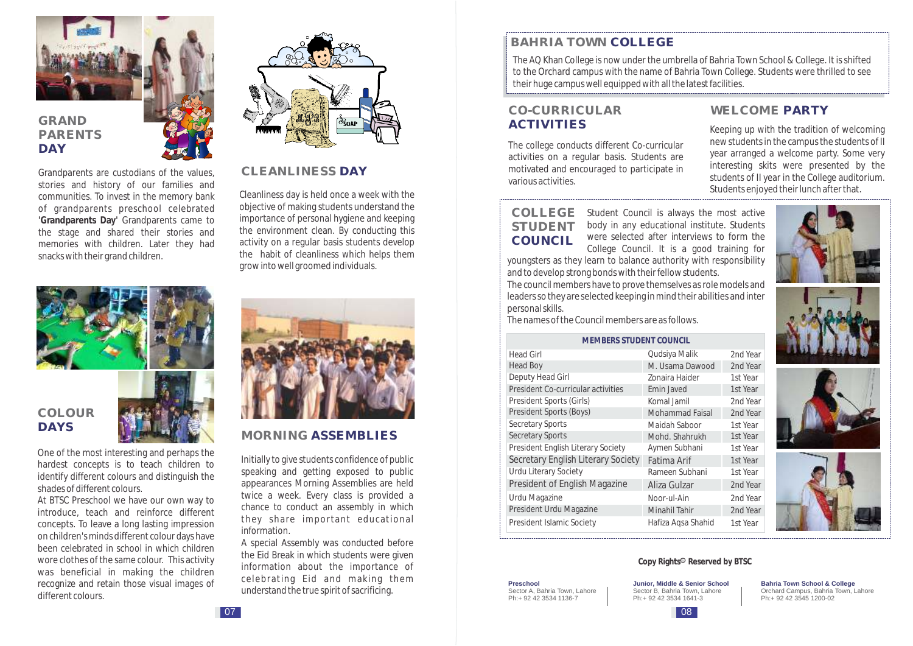## GRAND PARENTS DAY

Grandparents are custodians of the values, stories and history of our families and communities. To invest in the memory bank of grandparents preschool celebrated '**Grandparents Day**' Grandparents came to the stage and shared their stories and memories with children. Later they had snacks with their grand children.

## COLOUR DAYS

One of the most interesting and perhaps the hardest concepts is to teach children to identify different colours and distinguish the shades of different colours.

At BTSC Preschool we have our own way to introduce, teach and reinforce different concepts. To leave a long lasting impression on children's minds different colour days have been celebrated in school in which children wore clothes of the same colour. This activity was beneficial in making the children recognize and retain those visual images of different colours.

## CLEANLINESS DAY

Cleanliness day is held once a week with the objective of making students understand the importance of personal hygiene and keeping the environment clean. By conducting this activity on a regular basis students develop the habit of cleanliness which helps them grow into well groomed individuals.

## MORNING ASSEMBLIES

Initially to give students confidence of public speaking and getting exposed to public appearances Morning Assemblies are held twice a week. Every class is provided a chance to conduct an assembly in which they share important educational information.

A special Assembly was conducted before the Eid Break in which students were given information about the importance of celebrating Eid and making them understand the true spirit of sacrificing.

## BAHRIA TOWN COLLEGE

The AQ Khan College is now under the umbrella of Bahria Town School & College. It is shifted to the Orchard campus with the name of Bahria Town College. Students were thrilled to see their huge campus well equipped with all the latest facilities.

## CO-CURRICULAR ACTIVITIES

The college conducts different Co-curricular activities on a regular basis. Students are motivated and encouraged to participate in various activities.

## WELCOME PARTY

Keeping up with the tradition of welcoming new students in the campus the students of II year arranged a welcome party. Some very interesting skits were presented by the students of II year in the College auditorium. Students enjoyed their lunch after that.

## COLLEGE STUDENT COUNCIL

Student Council is always the most active body in any educational institute. Students were selected after interviews to form the College Council. It is a good training for youngsters as they learn to balance authority with responsibility and to develop strong bonds with their fellow students.

The council members have to prove themselves as role models and leaders so they are selected keeping in mind their abilities and inter personal skills.

The names of the Council members are as follows.

| MEMBERS STUDENT COUNCIL | | |
|---|---|---|
| Head Girl | Qudsiya Malik | 2nd Year |
| Head Boy | M. Usama Dawood | 2nd Year |
| Deputy Head Girl | Zonaira Haider | 1st Year |
| President Co-curricular activities | Emin Javed | 1st Year |
| President Sports (Girls) | Komal Jamil | 2nd Year |
| President Sports (Boys) | Mohammad Faisal | 2nd Year |
| Secretary Sports | Maidah Saboor | 1st Year |
| Secretary Sports | Mohd. Shahrukh | 1st Year |
| President English Literary Society | Aymen Subhani | 1st Year |
| Secretary English Literary Society | Fatima Arif | 1st Year |
| Urdu Literary Society | Rameen Subhani | 1st Year |
| President of English Magazine | Aliza Gulzar | 2nd Year |
| Urdu Magazine | Noor-ul-Ain | 2nd Year |
| President Urdu Magazine | Minahil Tahir | 2nd Year |
| President Islamic Society | Hafiza Aqsa Shahid | 1st Year |

**Copy Rights© Reserved by BTSC**

**Preschool**
Sector A, Bahria Town, Lahore
Ph:+ 92 42 3534 1136-7

**Junior, Middle & Senior School**
Sector B, Bahria Town, Lahore
Ph:+ 92 42 3534 1641-3

**Bahria Town School & College**
Orchard Campus, Bahria Town, Lahore
Ph:+ 92 42 3545 1200-02